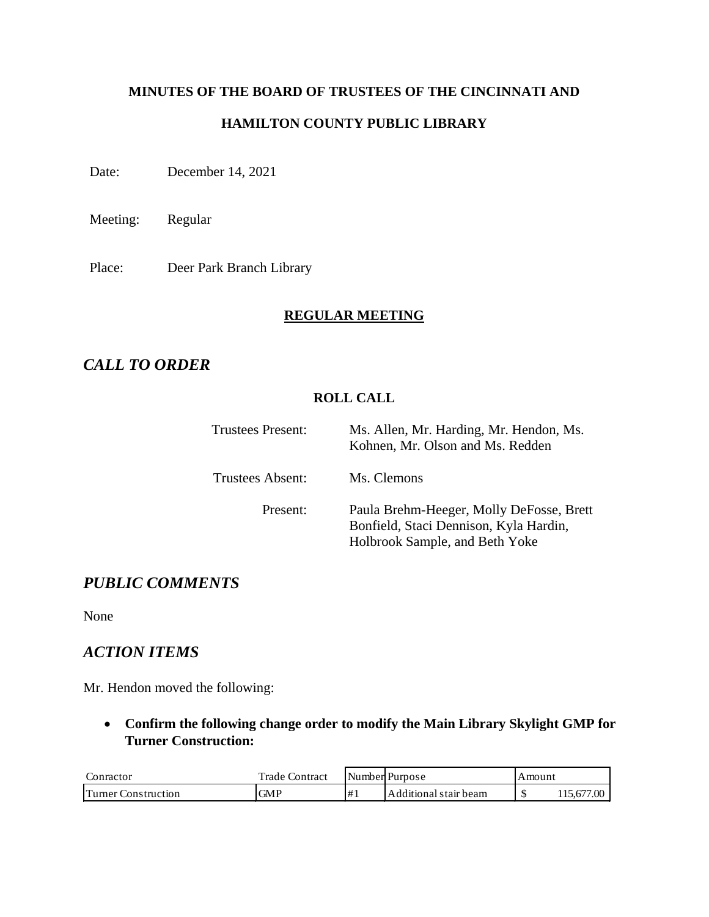**MINUTES OF THE BOARD OF TRUSTEES OF THE CINCINNATI AND**

**HAMILTON COUNTY PUBLIC LIBRARY**

Date: December 14, 2021

Meeting: Regular

Place: Deer Park Branch Library

**REGULAR MEETING**

## *CALL TO ORDER*

**ROLL CALL**

Trustees Present: Ms. Allen, Mr. Harding, Mr. Hendon, Ms. Kohnen, Mr. Olson and Ms. Redden

Trustees Absent: Ms. Clemons

Present: Paula Brehm-Heeger, Molly DeFosse, Brett Bonfield, Staci Dennison, Kyla Hardin, Holbrook Sample, and Beth Yoke

## *PUBLIC COMMENTS*

None

## *ACTION ITEMS*

Mr. Hendon moved the following:

- **Confirm the following change order to modify the Main Library Skylight GMP for Turner Construction:**

| Conractor | Trade Contract | Number | Purpose | Amount |
|---|---|---|---|---|
| Turner Construction | GMP | #1 | Additional stair beam | $ 115,677.00 |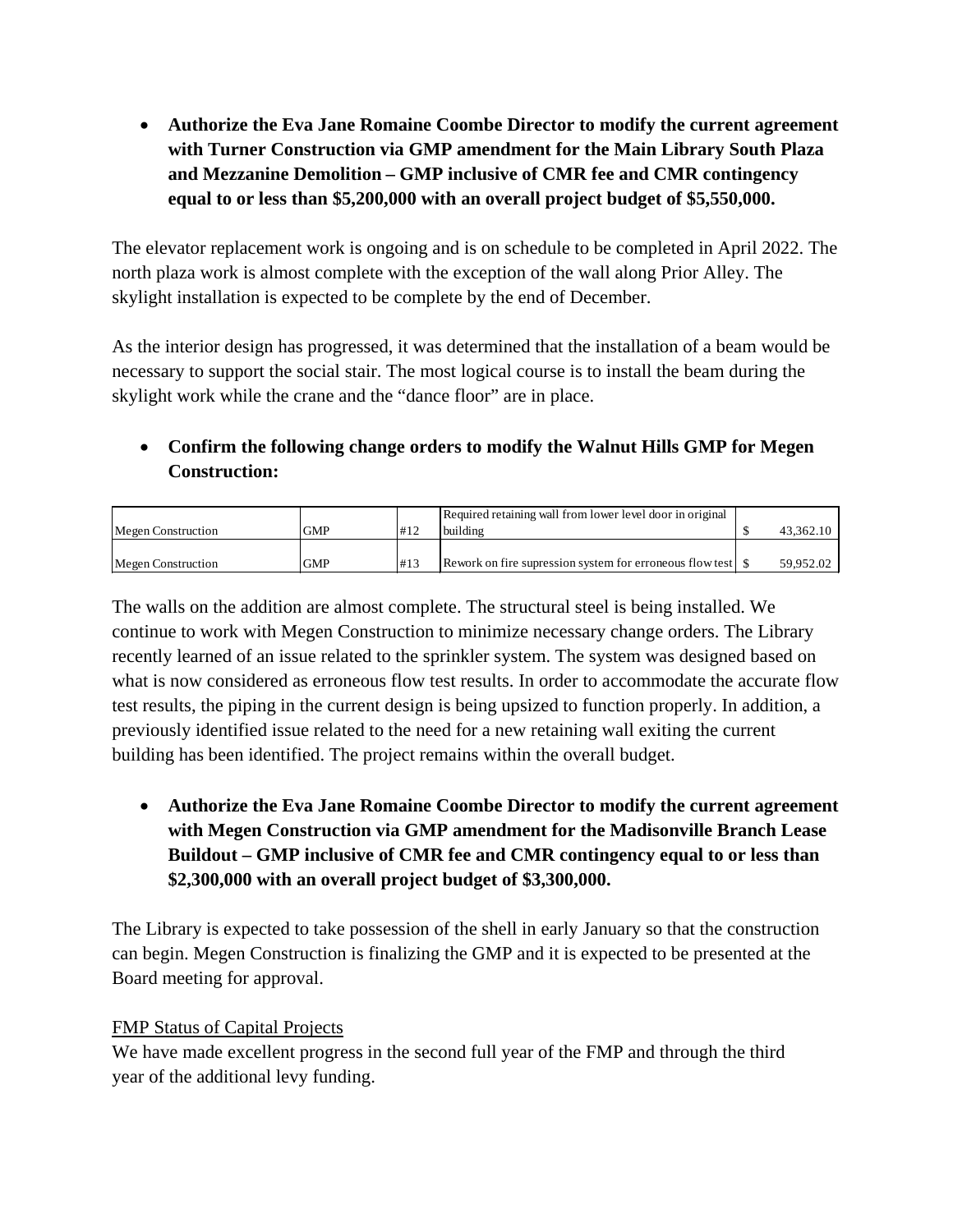- **Authorize the Eva Jane Romaine Coombe Director to modify the current agreement with Turner Construction via GMP amendment for the Main Library South Plaza and Mezzanine Demolition – GMP inclusive of CMR fee and CMR contingency equal to or less than $5,200,000 with an overall project budget of $5,550,000.**

The elevator replacement work is ongoing and is on schedule to be completed in April 2022. The north plaza work is almost complete with the exception of the wall along Prior Alley. The skylight installation is expected to be complete by the end of December.

As the interior design has progressed, it was determined that the installation of a beam would be necessary to support the social stair. The most logical course is to install the beam during the skylight work while the crane and the "dance floor" are in place.

- **Confirm the following change orders to modify the Walnut Hills GMP for Megen Construction:**

| | | | | |
|---|---|---|---|---|
| Megen Construction | GMP | #12 | Required retaining wall from lower level door in original building | $ 43,362.10 |
| Megen Construction | GMP | #13 | Rework on fire supression system for erroneous flow test | $ 59,952.02 |

The walls on the addition are almost complete. The structural steel is being installed. We continue to work with Megen Construction to minimize necessary change orders. The Library recently learned of an issue related to the sprinkler system. The system was designed based on what is now considered as erroneous flow test results. In order to accommodate the accurate flow test results, the piping in the current design is being upsized to function properly. In addition, a previously identified issue related to the need for a new retaining wall exiting the current building has been identified. The project remains within the overall budget.

- **Authorize the Eva Jane Romaine Coombe Director to modify the current agreement with Megen Construction via GMP amendment for the Madisonville Branch Lease Buildout – GMP inclusive of CMR fee and CMR contingency equal to or less than $2,300,000 with an overall project budget of $3,300,000.**

The Library is expected to take possession of the shell in early January so that the construction can begin. Megen Construction is finalizing the GMP and it is expected to be presented at the Board meeting for approval.

FMP Status of Capital Projects

We have made excellent progress in the second full year of the FMP and through the third year of the additional levy funding.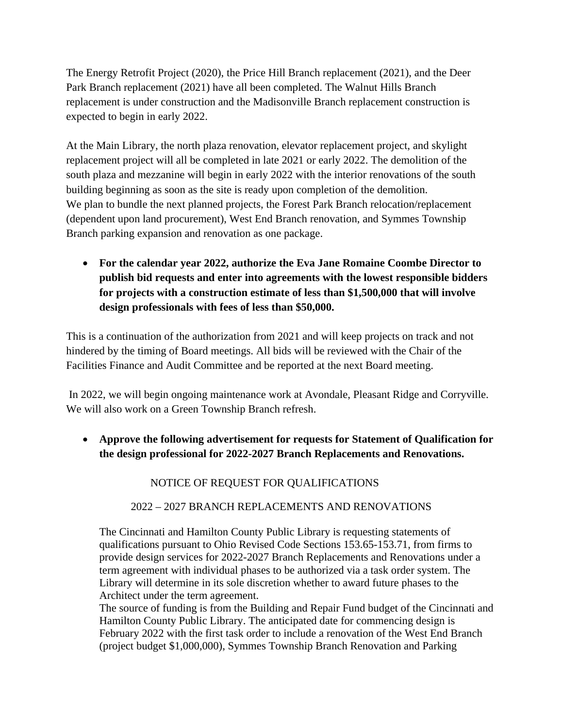The Energy Retrofit Project (2020), the Price Hill Branch replacement (2021), and the Deer Park Branch replacement (2021) have all been completed. The Walnut Hills Branch replacement is under construction and the Madisonville Branch replacement construction is expected to begin in early 2022.

At the Main Library, the north plaza renovation, elevator replacement project, and skylight replacement project will all be completed in late 2021 or early 2022. The demolition of the south plaza and mezzanine will begin in early 2022 with the interior renovations of the south building beginning as soon as the site is ready upon completion of the demolition.
We plan to bundle the next planned projects, the Forest Park Branch relocation/replacement (dependent upon land procurement), West End Branch renovation, and Symmes Township Branch parking expansion and renovation as one package.

- **For the calendar year 2022, authorize the Eva Jane Romaine Coombe Director to publish bid requests and enter into agreements with the lowest responsible bidders for projects with a construction estimate of less than $1,500,000 that will involve design professionals with fees of less than $50,000.**

This is a continuation of the authorization from 2021 and will keep projects on track and not hindered by the timing of Board meetings. All bids will be reviewed with the Chair of the Facilities Finance and Audit Committee and be reported at the next Board meeting.

In 2022, we will begin ongoing maintenance work at Avondale, Pleasant Ridge and Corryville. We will also work on a Green Township Branch refresh.

- **Approve the following advertisement for requests for Statement of Qualification for the design professional for 2022-2027 Branch Replacements and Renovations.**

NOTICE OF REQUEST FOR QUALIFICATIONS

2022 – 2027 BRANCH REPLACEMENTS AND RENOVATIONS

The Cincinnati and Hamilton County Public Library is requesting statements of qualifications pursuant to Ohio Revised Code Sections 153.65-153.71, from firms to provide design services for 2022-2027 Branch Replacements and Renovations under a term agreement with individual phases to be authorized via a task order system. The Library will determine in its sole discretion whether to award future phases to the Architect under the term agreement.
The source of funding is from the Building and Repair Fund budget of the Cincinnati and Hamilton County Public Library. The anticipated date for commencing design is February 2022 with the first task order to include a renovation of the West End Branch (project budget $1,000,000), Symmes Township Branch Renovation and Parking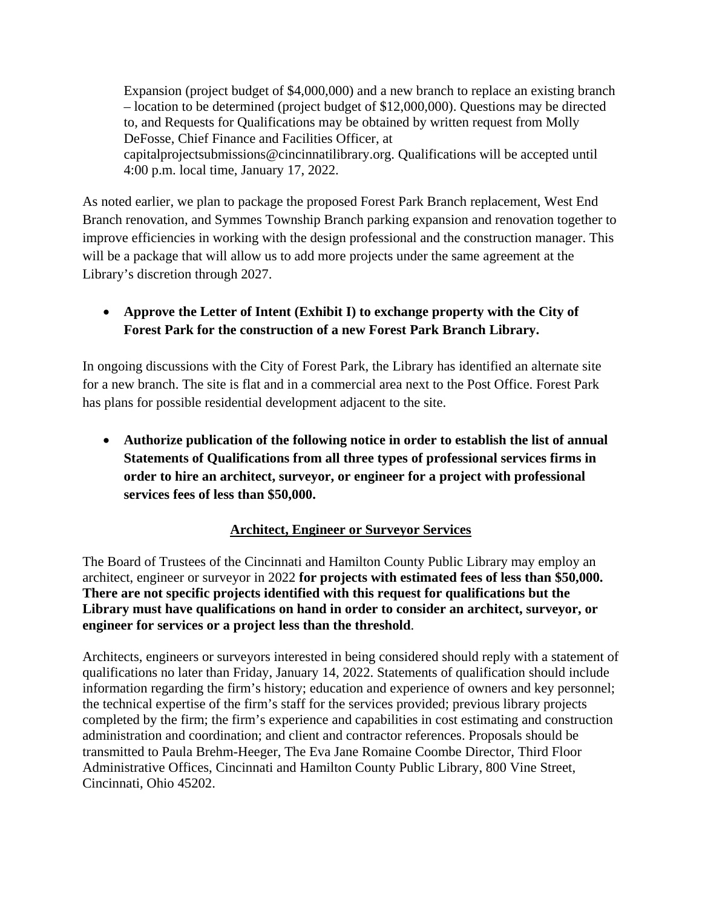> Expansion (project budget of $4,000,000) and a new branch to replace an existing branch – location to be determined (project budget of $12,000,000). Questions may be directed to, and Requests for Qualifications may be obtained by written request from Molly DeFosse, Chief Finance and Facilities Officer, at capitalprojectsubmissions@cincinnatilibrary.org. Qualifications will be accepted until 4:00 p.m. local time, January 17, 2022.

As noted earlier, we plan to package the proposed Forest Park Branch replacement, West End Branch renovation, and Symmes Township Branch parking expansion and renovation together to improve efficiencies in working with the design professional and the construction manager. This will be a package that will allow us to add more projects under the same agreement at the Library's discretion through 2027.

- **Approve the Letter of Intent (Exhibit I) to exchange property with the City of Forest Park for the construction of a new Forest Park Branch Library.**

In ongoing discussions with the City of Forest Park, the Library has identified an alternate site for a new branch. The site is flat and in a commercial area next to the Post Office. Forest Park has plans for possible residential development adjacent to the site.

- **Authorize publication of the following notice in order to establish the list of annual Statements of Qualifications from all three types of professional services firms in order to hire an architect, surveyor, or engineer for a project with professional services fees of less than $50,000.**

<u>**Architect, Engineer or Surveyor Services**</u>

The Board of Trustees of the Cincinnati and Hamilton County Public Library may employ an architect, engineer or surveyor in 2022 **for projects with estimated fees of less than $50,000. There are not specific projects identified with this request for qualifications but the Library must have qualifications on hand in order to consider an architect, surveyor, or engineer for services or a project less than the threshold**.

Architects, engineers or surveyors interested in being considered should reply with a statement of qualifications no later than Friday, January 14, 2022. Statements of qualification should include information regarding the firm's history; education and experience of owners and key personnel; the technical expertise of the firm's staff for the services provided; previous library projects completed by the firm; the firm's experience and capabilities in cost estimating and construction administration and coordination; and client and contractor references. Proposals should be transmitted to Paula Brehm-Heeger, The Eva Jane Romaine Coombe Director, Third Floor Administrative Offices, Cincinnati and Hamilton County Public Library, 800 Vine Street, Cincinnati, Ohio 45202.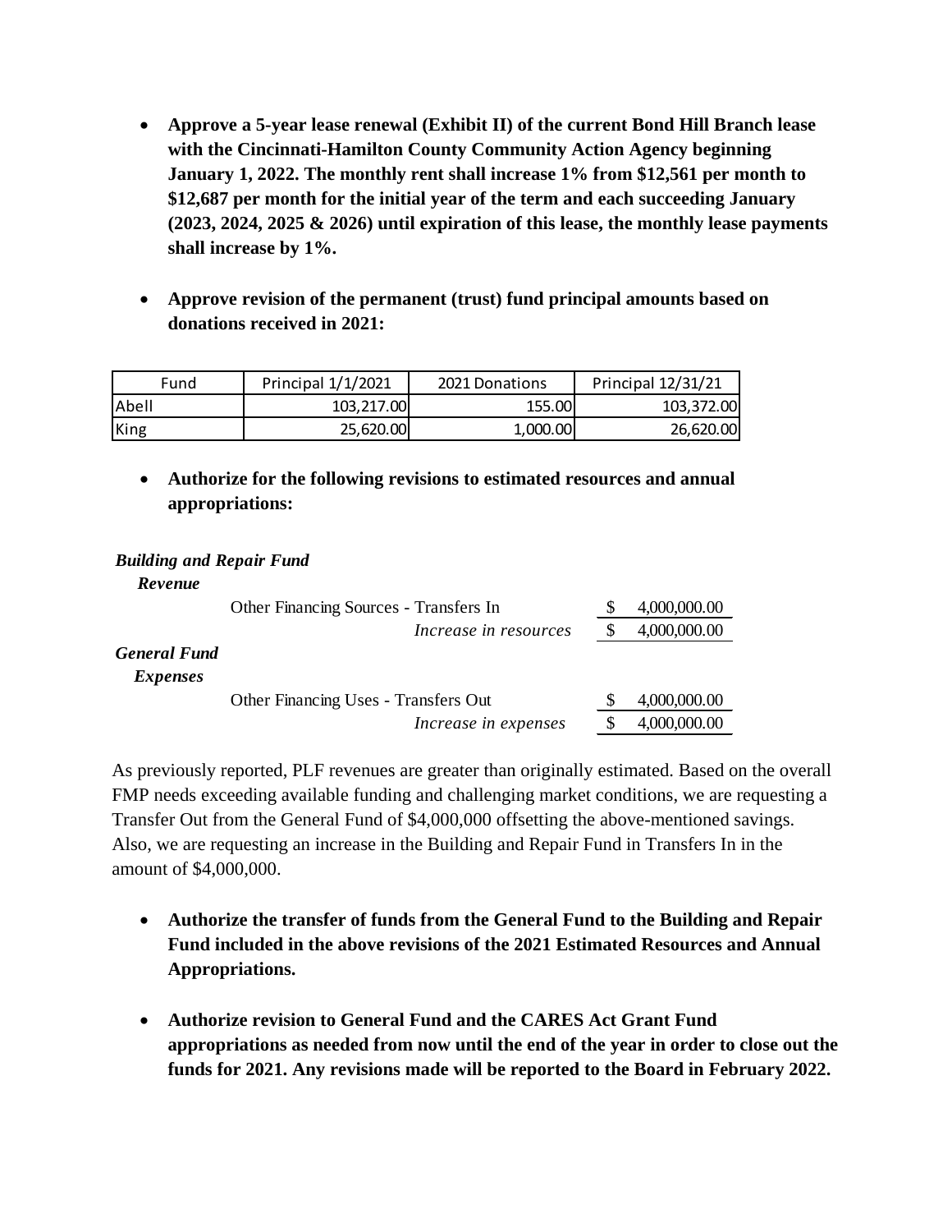- **Approve a 5-year lease renewal (Exhibit II) of the current Bond Hill Branch lease with the Cincinnati-Hamilton County Community Action Agency beginning January 1, 2022. The monthly rent shall increase 1% from $12,561 per month to $12,687 per month for the initial year of the term and each succeeding January (2023, 2024, 2025 & 2026) until expiration of this lease, the monthly lease payments shall increase by 1%.**

- **Approve revision of the permanent (trust) fund principal amounts based on donations received in 2021:**

| Fund | Principal 1/1/2021 | 2021 Donations | Principal 12/31/21 |
|---|---|---|---|
| Abell | 103,217.00 | 155.00 | 103,372.00 |
| King | 25,620.00 | 1,000.00 | 26,620.00 |

- **Authorize for the following revisions to estimated resources and annual appropriations:**

***Building and Repair Fund***

***Revenue***

| | | |
|---|---|---|
| Other Financing Sources - Transfers In | $ | 4,000,000.00 |
| *Increase in resources* | $ | 4,000,000.00 |

***General Fund***

***Expenses***

| | | |
|---|---|---|
| Other Financing Uses - Transfers Out | $ | 4,000,000.00 |
| *Increase in expenses* | $ | 4,000,000.00 |

As previously reported, PLF revenues are greater than originally estimated. Based on the overall FMP needs exceeding available funding and challenging market conditions, we are requesting a Transfer Out from the General Fund of $4,000,000 offsetting the above-mentioned savings. Also, we are requesting an increase in the Building and Repair Fund in Transfers In in the amount of $4,000,000.

- **Authorize the transfer of funds from the General Fund to the Building and Repair Fund included in the above revisions of the 2021 Estimated Resources and Annual Appropriations.**

- **Authorize revision to General Fund and the CARES Act Grant Fund appropriations as needed from now until the end of the year in order to close out the funds for 2021. Any revisions made will be reported to the Board in February 2022.**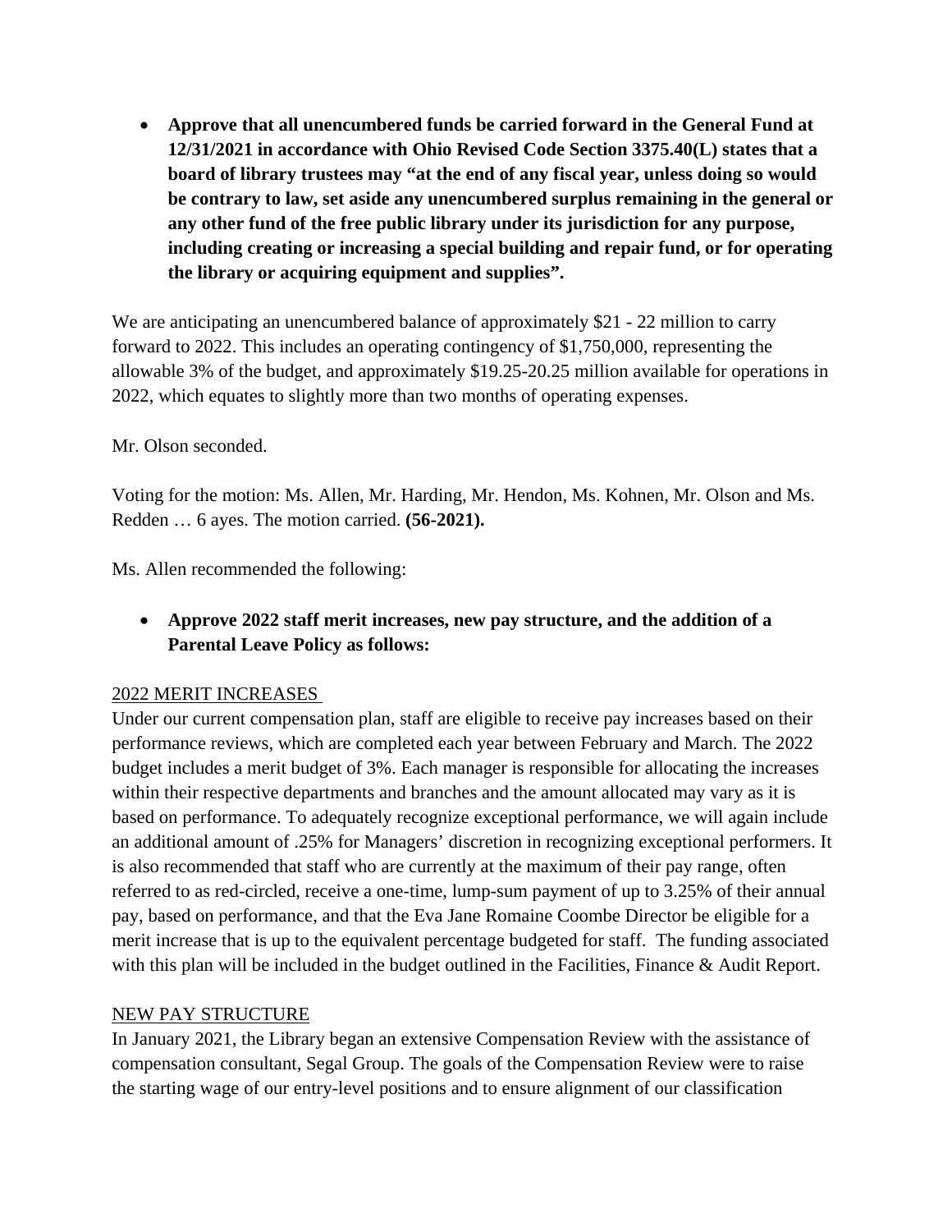- **Approve that all unencumbered funds be carried forward in the General Fund at 12/31/2021 in accordance with Ohio Revised Code Section 3375.40(L) states that a board of library trustees may "at the end of any fiscal year, unless doing so would be contrary to law, set aside any unencumbered surplus remaining in the general or any other fund of the free public library under its jurisdiction for any purpose, including creating or increasing a special building and repair fund, or for operating the library or acquiring equipment and supplies".**

We are anticipating an unencumbered balance of approximately $21 - 22 million to carry forward to 2022. This includes an operating contingency of $1,750,000, representing the allowable 3% of the budget, and approximately $19.25-20.25 million available for operations in 2022, which equates to slightly more than two months of operating expenses.

Mr. Olson seconded.

Voting for the motion: Ms. Allen, Mr. Harding, Mr. Hendon, Ms. Kohnen, Mr. Olson and Ms. Redden … 6 ayes. The motion carried. **(56-2021).**

Ms. Allen recommended the following:

- **Approve 2022 staff merit increases, new pay structure, and the addition of a Parental Leave Policy as follows:**

<u>2022 MERIT INCREASES</u>

Under our current compensation plan, staff are eligible to receive pay increases based on their performance reviews, which are completed each year between February and March. The 2022 budget includes a merit budget of 3%. Each manager is responsible for allocating the increases within their respective departments and branches and the amount allocated may vary as it is based on performance. To adequately recognize exceptional performance, we will again include an additional amount of .25% for Managers' discretion in recognizing exceptional performers. It is also recommended that staff who are currently at the maximum of their pay range, often referred to as red-circled, receive a one-time, lump-sum payment of up to 3.25% of their annual pay, based on performance, and that the Eva Jane Romaine Coombe Director be eligible for a merit increase that is up to the equivalent percentage budgeted for staff. The funding associated with this plan will be included in the budget outlined in the Facilities, Finance & Audit Report.

<u>NEW PAY STRUCTURE</u>

In January 2021, the Library began an extensive Compensation Review with the assistance of compensation consultant, Segal Group. The goals of the Compensation Review were to raise the starting wage of our entry-level positions and to ensure alignment of our classification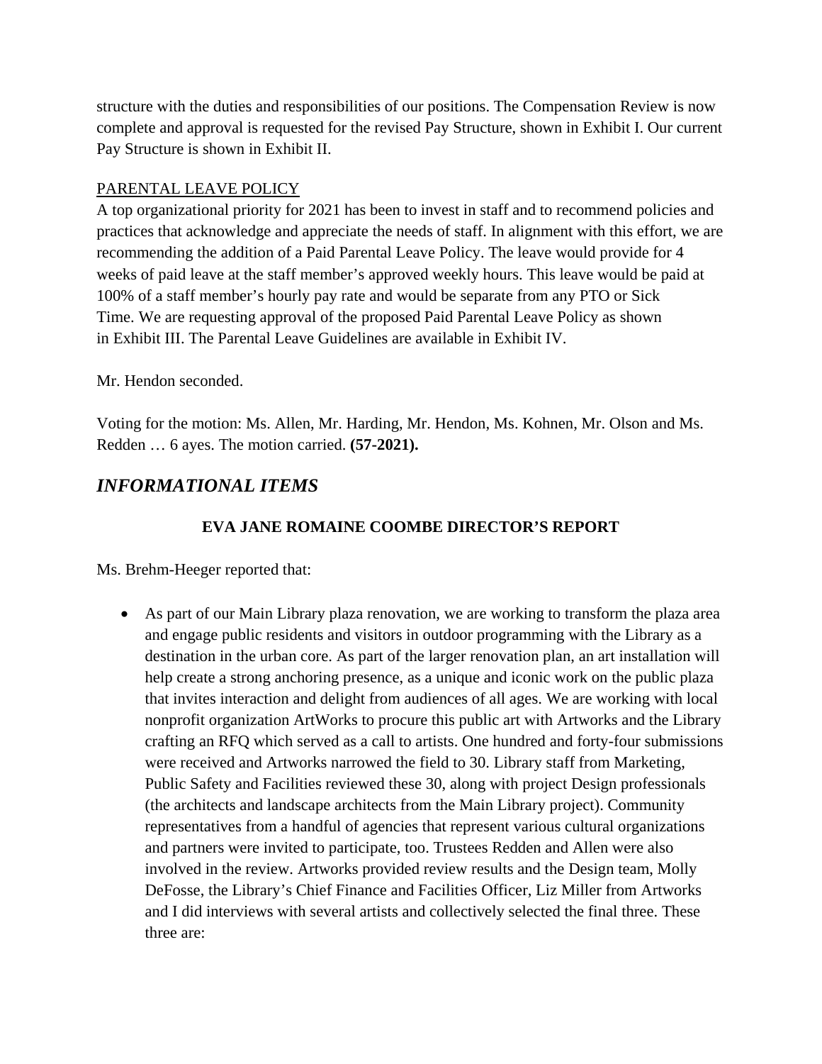structure with the duties and responsibilities of our positions. The Compensation Review is now complete and approval is requested for the revised Pay Structure, shown in Exhibit I. Our current Pay Structure is shown in Exhibit II.

PARENTAL LEAVE POLICY

A top organizational priority for 2021 has been to invest in staff and to recommend policies and practices that acknowledge and appreciate the needs of staff. In alignment with this effort, we are recommending the addition of a Paid Parental Leave Policy. The leave would provide for 4 weeks of paid leave at the staff member's approved weekly hours. This leave would be paid at 100% of a staff member's hourly pay rate and would be separate from any PTO or Sick Time. We are requesting approval of the proposed Paid Parental Leave Policy as shown in Exhibit III. The Parental Leave Guidelines are available in Exhibit IV.

Mr. Hendon seconded.

Voting for the motion: Ms. Allen, Mr. Harding, Mr. Hendon, Ms. Kohnen, Mr. Olson and Ms. Redden … 6 ayes. The motion carried. **(57-2021).**

## *INFORMATIONAL ITEMS*

### EVA JANE ROMAINE COOMBE DIRECTOR'S REPORT

Ms. Brehm-Heeger reported that:

- As part of our Main Library plaza renovation, we are working to transform the plaza area and engage public residents and visitors in outdoor programming with the Library as a destination in the urban core. As part of the larger renovation plan, an art installation will help create a strong anchoring presence, as a unique and iconic work on the public plaza that invites interaction and delight from audiences of all ages. We are working with local nonprofit organization ArtWorks to procure this public art with Artworks and the Library crafting an RFQ which served as a call to artists. One hundred and forty-four submissions were received and Artworks narrowed the field to 30. Library staff from Marketing, Public Safety and Facilities reviewed these 30, along with project Design professionals (the architects and landscape architects from the Main Library project). Community representatives from a handful of agencies that represent various cultural organizations and partners were invited to participate, too. Trustees Redden and Allen were also involved in the review. Artworks provided review results and the Design team, Molly DeFosse, the Library's Chief Finance and Facilities Officer, Liz Miller from Artworks and I did interviews with several artists and collectively selected the final three. These three are: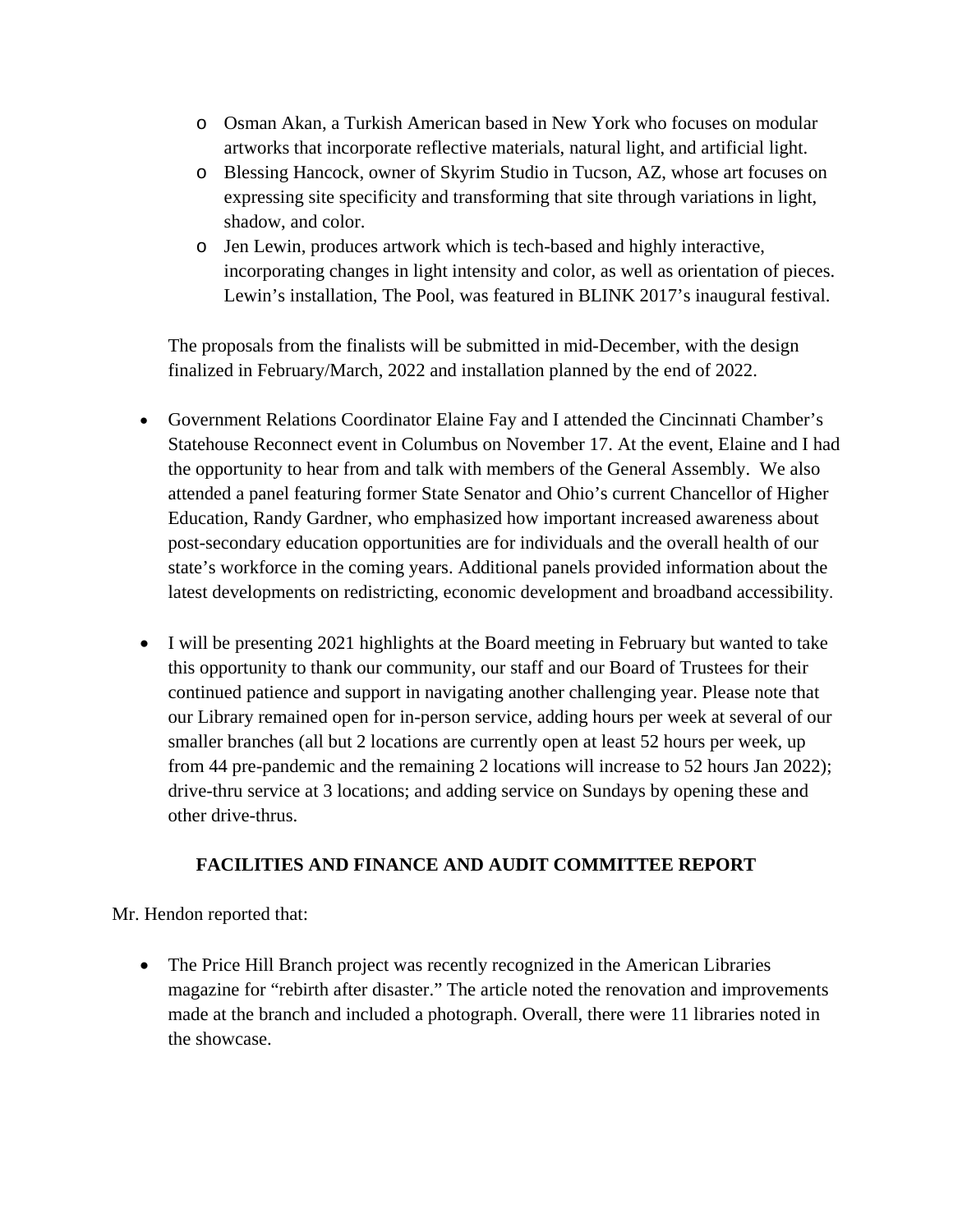- Osman Akan, a Turkish American based in New York who focuses on modular artworks that incorporate reflective materials, natural light, and artificial light.
  - Blessing Hancock, owner of Skyrim Studio in Tucson, AZ, whose art focuses on expressing site specificity and transforming that site through variations in light, shadow, and color.
  - Jen Lewin, produces artwork which is tech-based and highly interactive, incorporating changes in light intensity and color, as well as orientation of pieces. Lewin's installation, The Pool, was featured in BLINK 2017's inaugural festival.

  The proposals from the finalists will be submitted in mid-December, with the design finalized in February/March, 2022 and installation planned by the end of 2022.

- Government Relations Coordinator Elaine Fay and I attended the Cincinnati Chamber's Statehouse Reconnect event in Columbus on November 17. At the event, Elaine and I had the opportunity to hear from and talk with members of the General Assembly. We also attended a panel featuring former State Senator and Ohio's current Chancellor of Higher Education, Randy Gardner, who emphasized how important increased awareness about post-secondary education opportunities are for individuals and the overall health of our state's workforce in the coming years. Additional panels provided information about the latest developments on redistricting, economic development and broadband accessibility.

- I will be presenting 2021 highlights at the Board meeting in February but wanted to take this opportunity to thank our community, our staff and our Board of Trustees for their continued patience and support in navigating another challenging year. Please note that our Library remained open for in-person service, adding hours per week at several of our smaller branches (all but 2 locations are currently open at least 52 hours per week, up from 44 pre-pandemic and the remaining 2 locations will increase to 52 hours Jan 2022); drive-thru service at 3 locations; and adding service on Sundays by opening these and other drive-thrus.

## FACILITIES AND FINANCE AND AUDIT COMMITTEE REPORT

Mr. Hendon reported that:

- The Price Hill Branch project was recently recognized in the American Libraries magazine for "rebirth after disaster." The article noted the renovation and improvements made at the branch and included a photograph. Overall, there were 11 libraries noted in the showcase.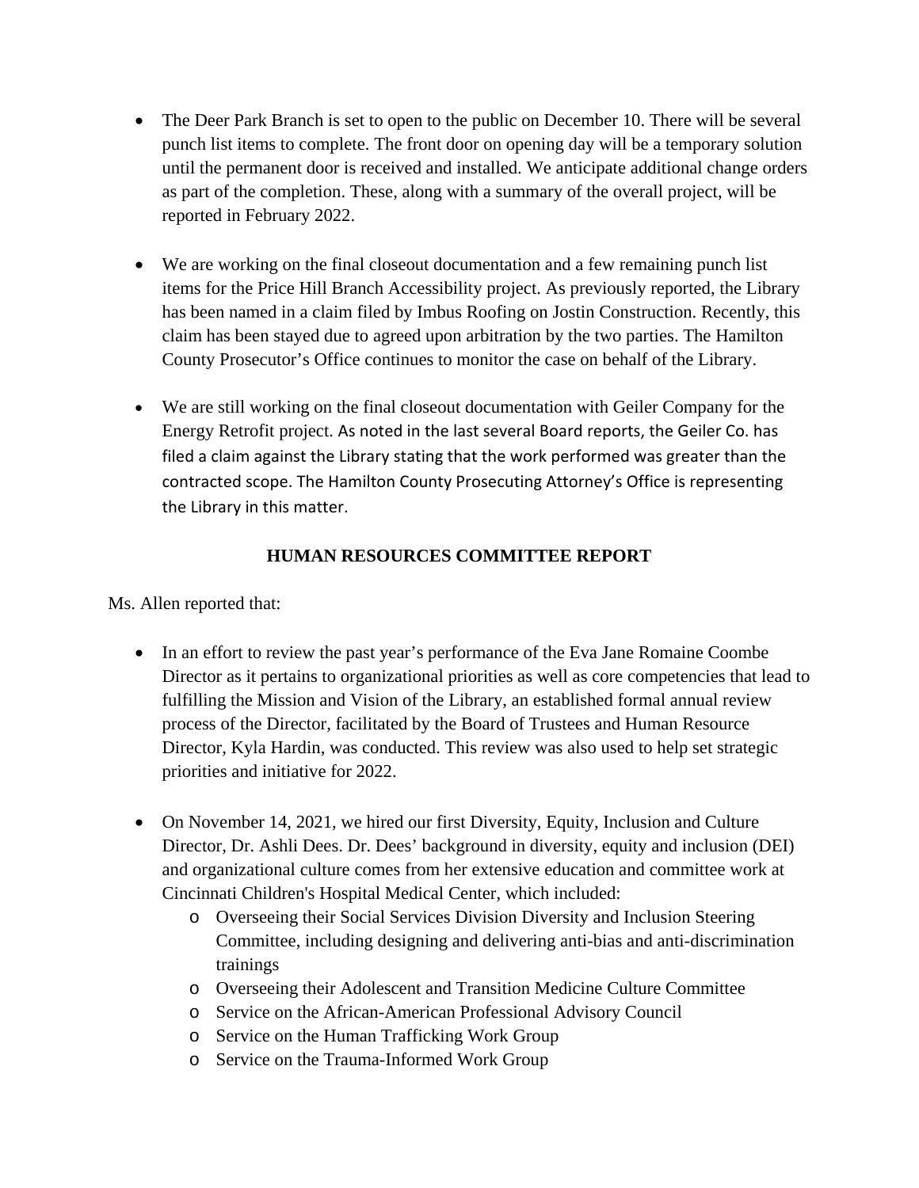- The Deer Park Branch is set to open to the public on December 10. There will be several punch list items to complete. The front door on opening day will be a temporary solution until the permanent door is received and installed. We anticipate additional change orders as part of the completion. These, along with a summary of the overall project, will be reported in February 2022.

- We are working on the final closeout documentation and a few remaining punch list items for the Price Hill Branch Accessibility project. As previously reported, the Library has been named in a claim filed by Imbus Roofing on Jostin Construction. Recently, this claim has been stayed due to agreed upon arbitration by the two parties. The Hamilton County Prosecutor's Office continues to monitor the case on behalf of the Library.

- We are still working on the final closeout documentation with Geiler Company for the Energy Retrofit project. As noted in the last several Board reports, the Geiler Co. has filed a claim against the Library stating that the work performed was greater than the contracted scope. The Hamilton County Prosecuting Attorney's Office is representing the Library in this matter.

## HUMAN RESOURCES COMMITTEE REPORT

Ms. Allen reported that:

- In an effort to review the past year's performance of the Eva Jane Romaine Coombe Director as it pertains to organizational priorities as well as core competencies that lead to fulfilling the Mission and Vision of the Library, an established formal annual review process of the Director, facilitated by the Board of Trustees and Human Resource Director, Kyla Hardin, was conducted. This review was also used to help set strategic priorities and initiative for 2022.

- On November 14, 2021, we hired our first Diversity, Equity, Inclusion and Culture Director, Dr. Ashli Dees. Dr. Dees' background in diversity, equity and inclusion (DEI) and organizational culture comes from her extensive education and committee work at Cincinnati Children's Hospital Medical Center, which included:
  - Overseeing their Social Services Division Diversity and Inclusion Steering Committee, including designing and delivering anti-bias and anti-discrimination trainings
  - Overseeing their Adolescent and Transition Medicine Culture Committee
  - Service on the African-American Professional Advisory Council
  - Service on the Human Trafficking Work Group
  - Service on the Trauma-Informed Work Group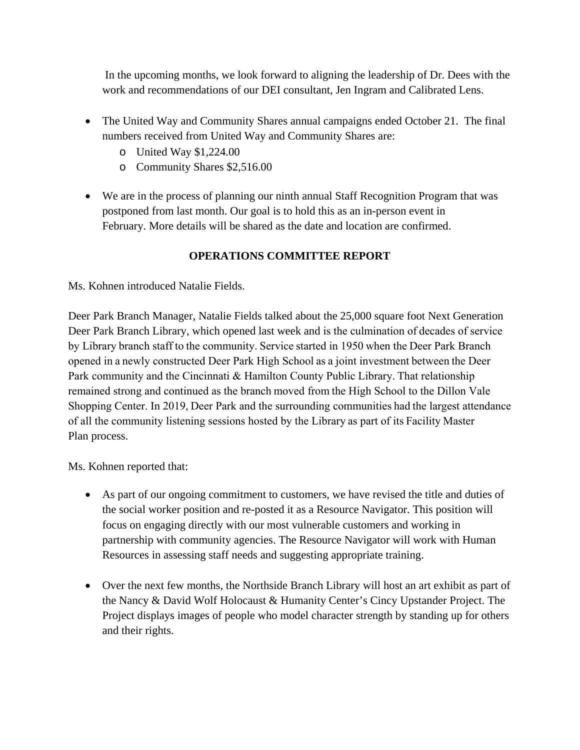In the upcoming months, we look forward to aligning the leadership of Dr. Dees with the work and recommendations of our DEI consultant, Jen Ingram and Calibrated Lens.

- The United Way and Community Shares annual campaigns ended October 21. The final numbers received from United Way and Community Shares are:
  - United Way $1,224.00
  - Community Shares $2,516.00

- We are in the process of planning our ninth annual Staff Recognition Program that was postponed from last month. Our goal is to hold this as an in-person event in February. More details will be shared as the date and location are confirmed.

## OPERATIONS COMMITTEE REPORT

Ms. Kohnen introduced Natalie Fields.

Deer Park Branch Manager, Natalie Fields talked about the 25,000 square foot Next Generation Deer Park Branch Library, which opened last week and is the culmination of decades of service by Library branch staff to the community. Service started in 1950 when the Deer Park Branch opened in a newly constructed Deer Park High School as a joint investment between the Deer Park community and the Cincinnati & Hamilton County Public Library. That relationship remained strong and continued as the branch moved from the High School to the Dillon Vale Shopping Center. In 2019, Deer Park and the surrounding communities had the largest attendance of all the community listening sessions hosted by the Library as part of its Facility Master Plan process.

Ms. Kohnen reported that:

- As part of our ongoing commitment to customers, we have revised the title and duties of the social worker position and re-posted it as a Resource Navigator. This position will focus on engaging directly with our most vulnerable customers and working in partnership with community agencies. The Resource Navigator will work with Human Resources in assessing staff needs and suggesting appropriate training.

- Over the next few months, the Northside Branch Library will host an art exhibit as part of the Nancy & David Wolf Holocaust & Humanity Center's Cincy Upstander Project. The Project displays images of people who model character strength by standing up for others and their rights.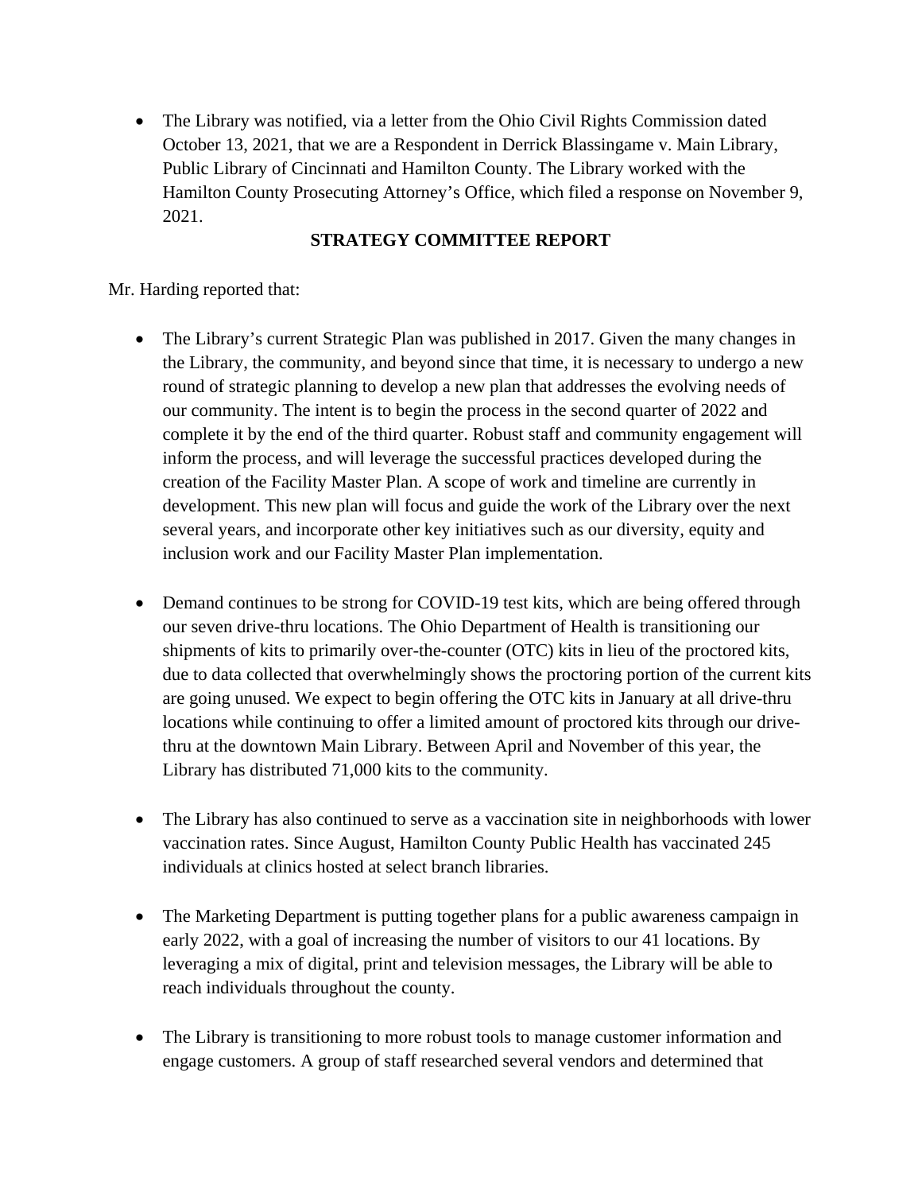- The Library was notified, via a letter from the Ohio Civil Rights Commission dated October 13, 2021, that we are a Respondent in Derrick Blassingame v. Main Library, Public Library of Cincinnati and Hamilton County. The Library worked with the Hamilton County Prosecuting Attorney's Office, which filed a response on November 9, 2021.

## STRATEGY COMMITTEE REPORT

Mr. Harding reported that:

- The Library's current Strategic Plan was published in 2017. Given the many changes in the Library, the community, and beyond since that time, it is necessary to undergo a new round of strategic planning to develop a new plan that addresses the evolving needs of our community. The intent is to begin the process in the second quarter of 2022 and complete it by the end of the third quarter. Robust staff and community engagement will inform the process, and will leverage the successful practices developed during the creation of the Facility Master Plan. A scope of work and timeline are currently in development. This new plan will focus and guide the work of the Library over the next several years, and incorporate other key initiatives such as our diversity, equity and inclusion work and our Facility Master Plan implementation.

- Demand continues to be strong for COVID-19 test kits, which are being offered through our seven drive-thru locations. The Ohio Department of Health is transitioning our shipments of kits to primarily over-the-counter (OTC) kits in lieu of the proctored kits, due to data collected that overwhelmingly shows the proctoring portion of the current kits are going unused. We expect to begin offering the OTC kits in January at all drive-thru locations while continuing to offer a limited amount of proctored kits through our drive-thru at the downtown Main Library. Between April and November of this year, the Library has distributed 71,000 kits to the community.

- The Library has also continued to serve as a vaccination site in neighborhoods with lower vaccination rates. Since August, Hamilton County Public Health has vaccinated 245 individuals at clinics hosted at select branch libraries.

- The Marketing Department is putting together plans for a public awareness campaign in early 2022, with a goal of increasing the number of visitors to our 41 locations. By leveraging a mix of digital, print and television messages, the Library will be able to reach individuals throughout the county.

- The Library is transitioning to more robust tools to manage customer information and engage customers. A group of staff researched several vendors and determined that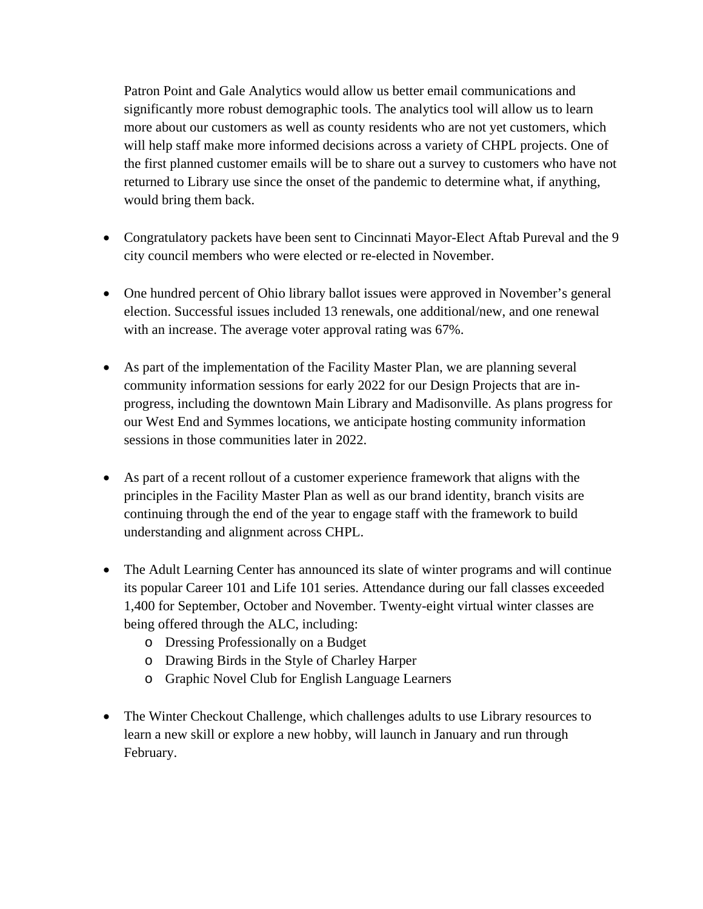Patron Point and Gale Analytics would allow us better email communications and significantly more robust demographic tools. The analytics tool will allow us to learn more about our customers as well as county residents who are not yet customers, which will help staff make more informed decisions across a variety of CHPL projects. One of the first planned customer emails will be to share out a survey to customers who have not returned to Library use since the onset of the pandemic to determine what, if anything, would bring them back.

- Congratulatory packets have been sent to Cincinnati Mayor-Elect Aftab Pureval and the 9 city council members who were elected or re-elected in November.

- One hundred percent of Ohio library ballot issues were approved in November's general election. Successful issues included 13 renewals, one additional/new, and one renewal with an increase. The average voter approval rating was 67%.

- As part of the implementation of the Facility Master Plan, we are planning several community information sessions for early 2022 for our Design Projects that are in-progress, including the downtown Main Library and Madisonville. As plans progress for our West End and Symmes locations, we anticipate hosting community information sessions in those communities later in 2022.

- As part of a recent rollout of a customer experience framework that aligns with the principles in the Facility Master Plan as well as our brand identity, branch visits are continuing through the end of the year to engage staff with the framework to build understanding and alignment across CHPL.

- The Adult Learning Center has announced its slate of winter programs and will continue its popular Career 101 and Life 101 series. Attendance during our fall classes exceeded 1,400 for September, October and November. Twenty-eight virtual winter classes are being offered through the ALC, including:
  - Dressing Professionally on a Budget
  - Drawing Birds in the Style of Charley Harper
  - Graphic Novel Club for English Language Learners

- The Winter Checkout Challenge, which challenges adults to use Library resources to learn a new skill or explore a new hobby, will launch in January and run through February.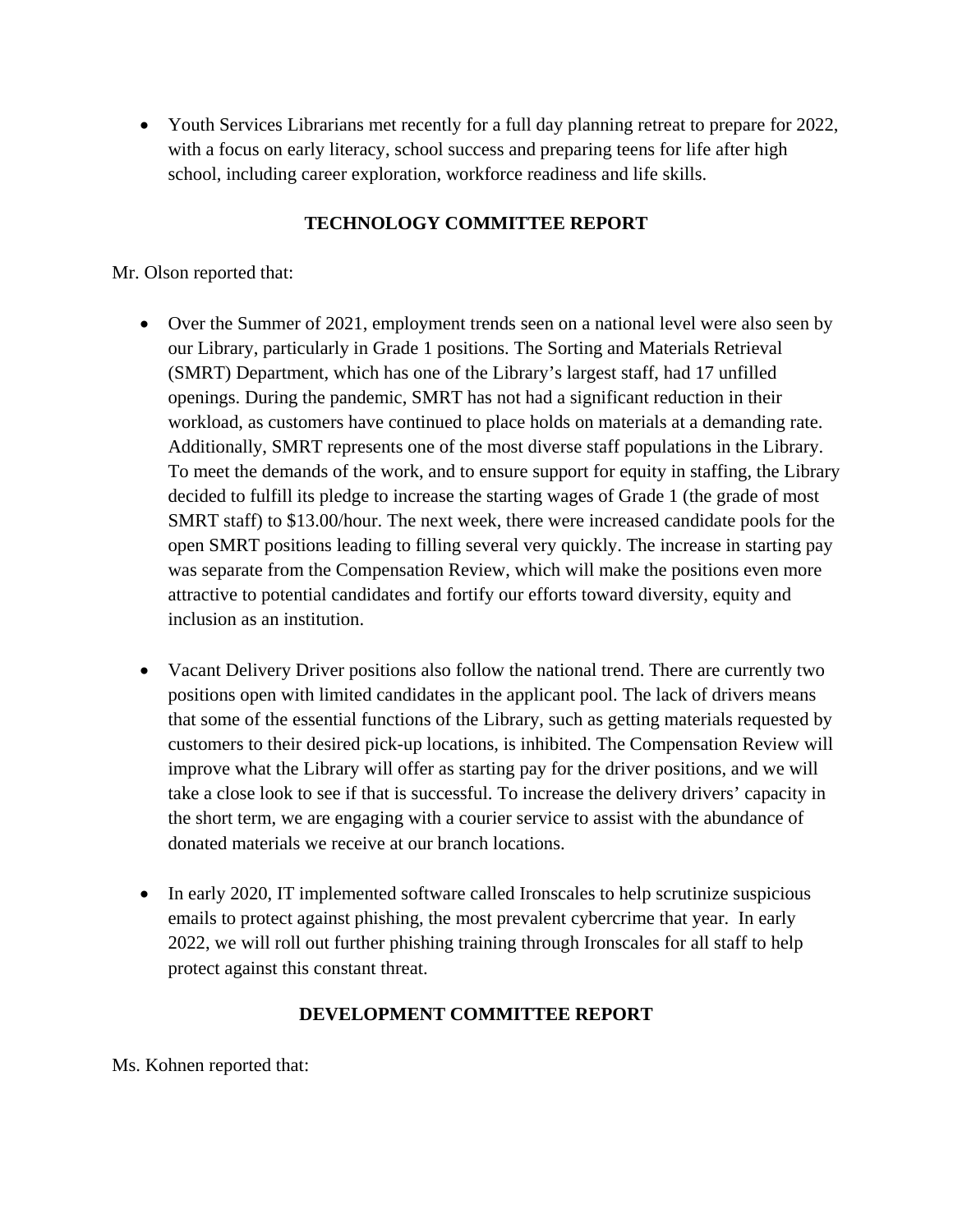- Youth Services Librarians met recently for a full day planning retreat to prepare for 2022, with a focus on early literacy, school success and preparing teens for life after high school, including career exploration, workforce readiness and life skills.

## TECHNOLOGY COMMITTEE REPORT

Mr. Olson reported that:

- Over the Summer of 2021, employment trends seen on a national level were also seen by our Library, particularly in Grade 1 positions. The Sorting and Materials Retrieval (SMRT) Department, which has one of the Library's largest staff, had 17 unfilled openings. During the pandemic, SMRT has not had a significant reduction in their workload, as customers have continued to place holds on materials at a demanding rate. Additionally, SMRT represents one of the most diverse staff populations in the Library. To meet the demands of the work, and to ensure support for equity in staffing, the Library decided to fulfill its pledge to increase the starting wages of Grade 1 (the grade of most SMRT staff) to $13.00/hour. The next week, there were increased candidate pools for the open SMRT positions leading to filling several very quickly. The increase in starting pay was separate from the Compensation Review, which will make the positions even more attractive to potential candidates and fortify our efforts toward diversity, equity and inclusion as an institution.

- Vacant Delivery Driver positions also follow the national trend. There are currently two positions open with limited candidates in the applicant pool. The lack of drivers means that some of the essential functions of the Library, such as getting materials requested by customers to their desired pick-up locations, is inhibited. The Compensation Review will improve what the Library will offer as starting pay for the driver positions, and we will take a close look to see if that is successful. To increase the delivery drivers' capacity in the short term, we are engaging with a courier service to assist with the abundance of donated materials we receive at our branch locations.

- In early 2020, IT implemented software called Ironscales to help scrutinize suspicious emails to protect against phishing, the most prevalent cybercrime that year. In early 2022, we will roll out further phishing training through Ironscales for all staff to help protect against this constant threat.

## DEVELOPMENT COMMITTEE REPORT

Ms. Kohnen reported that: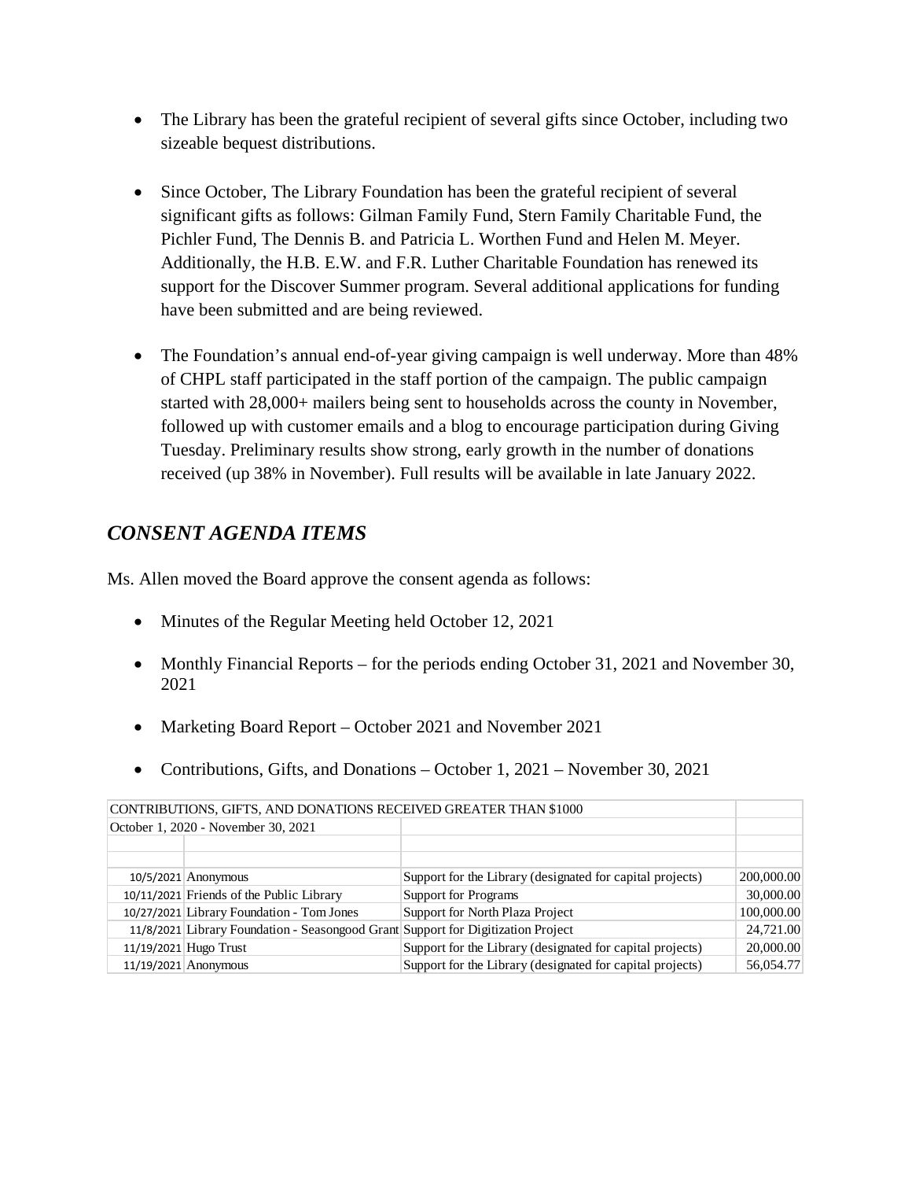- The Library has been the grateful recipient of several gifts since October, including two sizeable bequest distributions.

- Since October, The Library Foundation has been the grateful recipient of several significant gifts as follows: Gilman Family Fund, Stern Family Charitable Fund, the Pichler Fund, The Dennis B. and Patricia L. Worthen Fund and Helen M. Meyer. Additionally, the H.B. E.W. and F.R. Luther Charitable Foundation has renewed its support for the Discover Summer program. Several additional applications for funding have been submitted and are being reviewed.

- The Foundation's annual end-of-year giving campaign is well underway. More than 48% of CHPL staff participated in the staff portion of the campaign. The public campaign started with 28,000+ mailers being sent to households across the county in November, followed up with customer emails and a blog to encourage participation during Giving Tuesday. Preliminary results show strong, early growth in the number of donations received (up 38% in November). Full results will be available in late January 2022.

## *CONSENT AGENDA ITEMS*

Ms. Allen moved the Board approve the consent agenda as follows:

- Minutes of the Regular Meeting held October 12, 2021

- Monthly Financial Reports – for the periods ending October 31, 2021 and November 30, 2021

- Marketing Board Report – October 2021 and November 2021

- Contributions, Gifts, and Donations – October 1, 2021 – November 30, 2021

| CONTRIBUTIONS, GIFTS, AND DONATIONS RECEIVED GREATER THAN $1000 | | | |
|---|---|---|---|
| October 1, 2020 - November 30, 2021 | | | |
| | | | |
| | | | |
| 10/5/2021 | Anonymous | Support for the Library (designated for capital projects) | 200,000.00 |
| 10/11/2021 | Friends of the Public Library | Support for Programs | 30,000.00 |
| 10/27/2021 | Library Foundation - Tom Jones | Support for North Plaza Project | 100,000.00 |
| 11/8/2021 | Library Foundation - Seasongood Grant | Support for Digitization Project | 24,721.00 |
| 11/19/2021 | Hugo Trust | Support for the Library (designated for capital projects) | 20,000.00 |
| 11/19/2021 | Anonymous | Support for the Library (designated for capital projects) | 56,054.77 |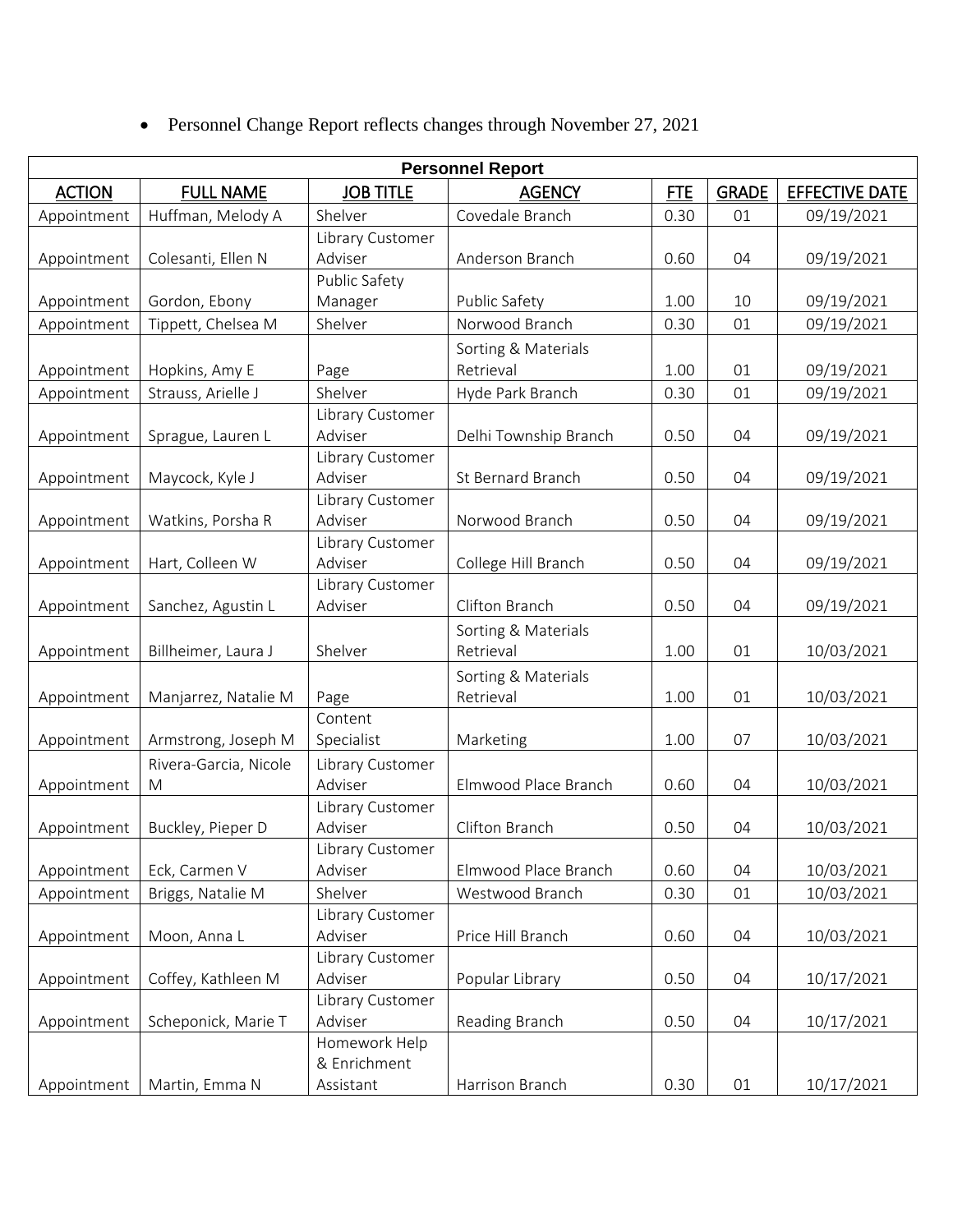- Personnel Change Report reflects changes through November 27, 2021

| Personnel Report | | | | | | |
|---|---|---|---|---|---|---|
| ACTION | FULL NAME | JOB TITLE | AGENCY | FTE | GRADE | EFFECTIVE DATE |
| Appointment | Huffman, Melody A | Shelver | Covedale Branch | 0.30 | 01 | 09/19/2021 |
| Appointment | Colesanti, Ellen N | Library Customer Adviser | Anderson Branch | 0.60 | 04 | 09/19/2021 |
| Appointment | Gordon, Ebony | Public Safety Manager | Public Safety | 1.00 | 10 | 09/19/2021 |
| Appointment | Tippett, Chelsea M | Shelver | Norwood Branch | 0.30 | 01 | 09/19/2021 |
| Appointment | Hopkins, Amy E | Page | Sorting & Materials Retrieval | 1.00 | 01 | 09/19/2021 |
| Appointment | Strauss, Arielle J | Shelver | Hyde Park Branch | 0.30 | 01 | 09/19/2021 |
| Appointment | Sprague, Lauren L | Library Customer Adviser | Delhi Township Branch | 0.50 | 04 | 09/19/2021 |
| Appointment | Maycock, Kyle J | Library Customer Adviser | St Bernard Branch | 0.50 | 04 | 09/19/2021 |
| Appointment | Watkins, Porsha R | Library Customer Adviser | Norwood Branch | 0.50 | 04 | 09/19/2021 |
| Appointment | Hart, Colleen W | Library Customer Adviser | College Hill Branch | 0.50 | 04 | 09/19/2021 |
| Appointment | Sanchez, Agustin L | Library Customer Adviser | Clifton Branch | 0.50 | 04 | 09/19/2021 |
| Appointment | Billheimer, Laura J | Shelver | Sorting & Materials Retrieval | 1.00 | 01 | 10/03/2021 |
| Appointment | Manjarrez, Natalie M | Page | Sorting & Materials Retrieval | 1.00 | 01 | 10/03/2021 |
| Appointment | Armstrong, Joseph M | Content Specialist | Marketing | 1.00 | 07 | 10/03/2021 |
| Appointment | Rivera-Garcia, Nicole M | Library Customer Adviser | Elmwood Place Branch | 0.60 | 04 | 10/03/2021 |
| Appointment | Buckley, Pieper D | Library Customer Adviser | Clifton Branch | 0.50 | 04 | 10/03/2021 |
| Appointment | Eck, Carmen V | Library Customer Adviser | Elmwood Place Branch | 0.60 | 04 | 10/03/2021 |
| Appointment | Briggs, Natalie M | Shelver | Westwood Branch | 0.30 | 01 | 10/03/2021 |
| Appointment | Moon, Anna L | Library Customer Adviser | Price Hill Branch | 0.60 | 04 | 10/03/2021 |
| Appointment | Coffey, Kathleen M | Library Customer Adviser | Popular Library | 0.50 | 04 | 10/17/2021 |
| Appointment | Scheponick, Marie T | Library Customer Adviser | Reading Branch | 0.50 | 04 | 10/17/2021 |
| Appointment | Martin, Emma N | Homework Help & Enrichment Assistant | Harrison Branch | 0.30 | 01 | 10/17/2021 |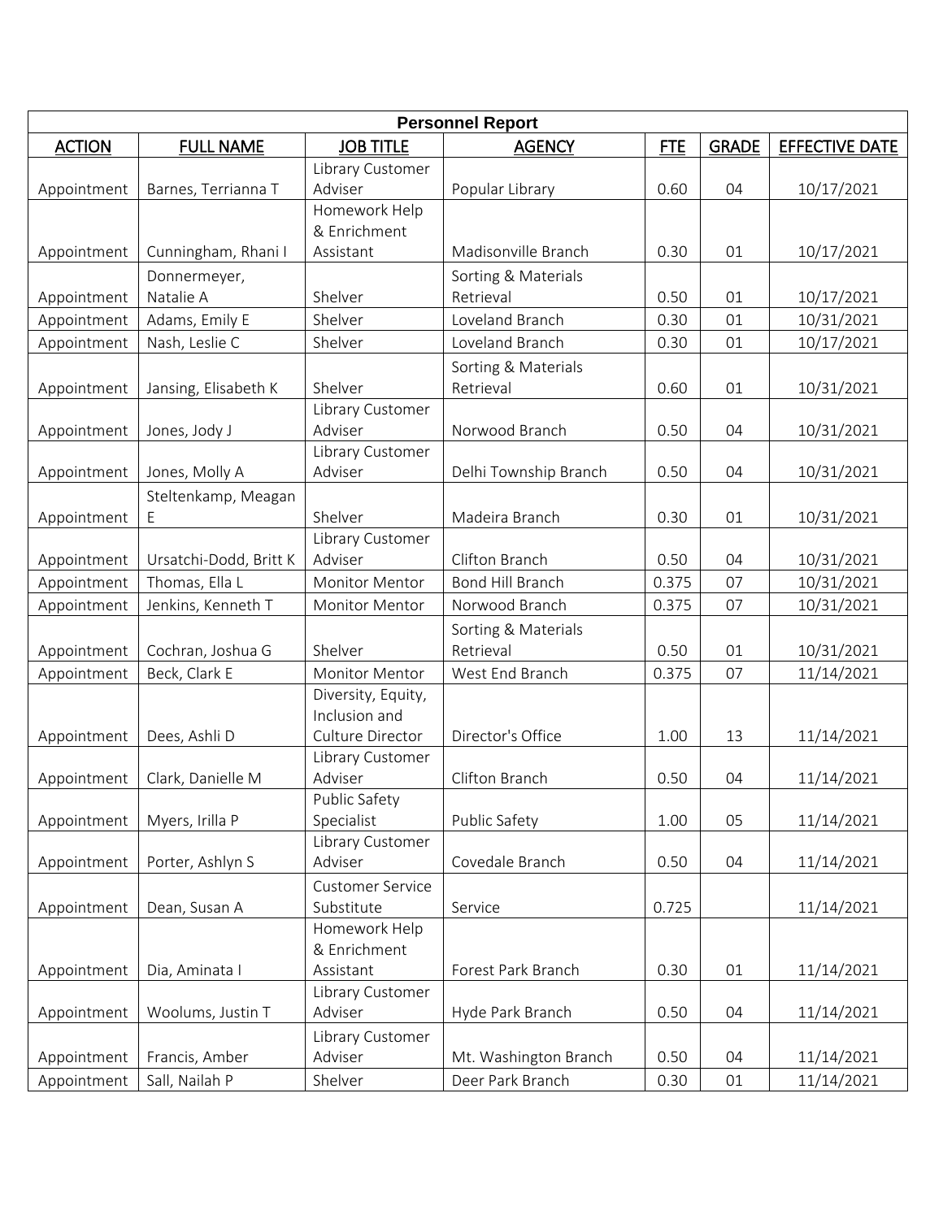| Personnel Report | | | | | | |
|---|---|---|---|---|---|---|
| **ACTION** | **FULL NAME** | **JOB TITLE** | **AGENCY** | **FTE** | **GRADE** | **EFFECTIVE DATE** |
| Appointment | Barnes, Terrianna T | Library Customer Adviser | Popular Library | 0.60 | 04 | 10/17/2021 |
| Appointment | Cunningham, Rhani I | Homework Help & Enrichment Assistant | Madisonville Branch | 0.30 | 01 | 10/17/2021 |
| Appointment | Donnermeyer, Natalie A | Shelver | Sorting & Materials Retrieval | 0.50 | 01 | 10/17/2021 |
| Appointment | Adams, Emily E | Shelver | Loveland Branch | 0.30 | 01 | 10/31/2021 |
| Appointment | Nash, Leslie C | Shelver | Loveland Branch | 0.30 | 01 | 10/17/2021 |
| Appointment | Jansing, Elisabeth K | Shelver | Sorting & Materials Retrieval | 0.60 | 01 | 10/31/2021 |
| Appointment | Jones, Jody J | Library Customer Adviser | Norwood Branch | 0.50 | 04 | 10/31/2021 |
| Appointment | Jones, Molly A | Library Customer Adviser | Delhi Township Branch | 0.50 | 04 | 10/31/2021 |
| Appointment | Steltenkamp, Meagan E | Shelver | Madeira Branch | 0.30 | 01 | 10/31/2021 |
| Appointment | Ursatchi-Dodd, Britt K | Library Customer Adviser | Clifton Branch | 0.50 | 04 | 10/31/2021 |
| Appointment | Thomas, Ella L | Monitor Mentor | Bond Hill Branch | 0.375 | 07 | 10/31/2021 |
| Appointment | Jenkins, Kenneth T | Monitor Mentor | Norwood Branch | 0.375 | 07 | 10/31/2021 |
| Appointment | Cochran, Joshua G | Shelver | Sorting & Materials Retrieval | 0.50 | 01 | 10/31/2021 |
| Appointment | Beck, Clark E | Monitor Mentor | West End Branch | 0.375 | 07 | 11/14/2021 |
| Appointment | Dees, Ashli D | Diversity, Equity, Inclusion and Culture Director | Director's Office | 1.00 | 13 | 11/14/2021 |
| Appointment | Clark, Danielle M | Library Customer Adviser | Clifton Branch | 0.50 | 04 | 11/14/2021 |
| Appointment | Myers, Irilla P | Public Safety Specialist | Public Safety | 1.00 | 05 | 11/14/2021 |
| Appointment | Porter, Ashlyn S | Library Customer Adviser | Covedale Branch | 0.50 | 04 | 11/14/2021 |
| Appointment | Dean, Susan A | Customer Service Substitute | Service | 0.725 | | 11/14/2021 |
| Appointment | Dia, Aminata I | Homework Help & Enrichment Assistant | Forest Park Branch | 0.30 | 01 | 11/14/2021 |
| Appointment | Woolums, Justin T | Library Customer Adviser | Hyde Park Branch | 0.50 | 04 | 11/14/2021 |
| Appointment | Francis, Amber | Library Customer Adviser | Mt. Washington Branch | 0.50 | 04 | 11/14/2021 |
| Appointment | Sall, Nailah P | Shelver | Deer Park Branch | 0.30 | 01 | 11/14/2021 |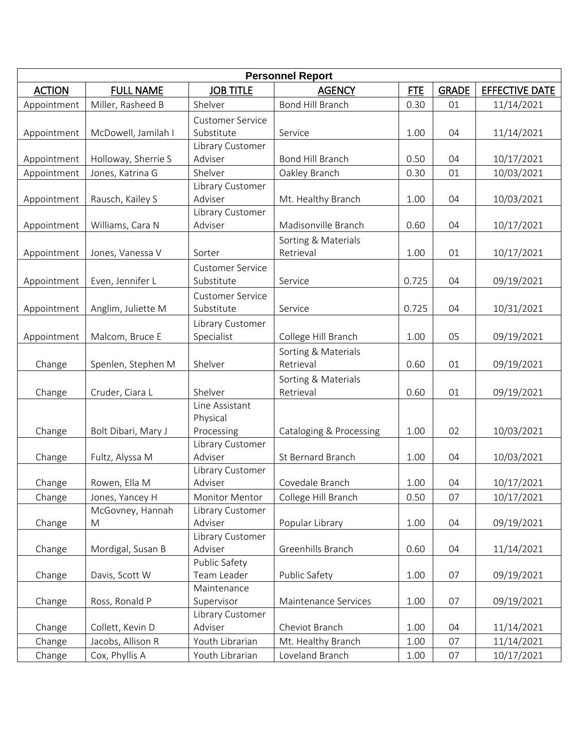| Personnel Report | | | | | | |
|---|---|---|---|---|---|---|
| **ACTION** | **FULL NAME** | **JOB TITLE** | **AGENCY** | **FTE** | **GRADE** | **EFFECTIVE DATE** |
| Appointment | Miller, Rasheed B | Shelver | Bond Hill Branch | 0.30 | 01 | 11/14/2021 |
| Appointment | McDowell, Jamilah I | Customer Service Substitute | Service | 1.00 | 04 | 11/14/2021 |
| Appointment | Holloway, Sherrie S | Library Customer Adviser | Bond Hill Branch | 0.50 | 04 | 10/17/2021 |
| Appointment | Jones, Katrina G | Shelver | Oakley Branch | 0.30 | 01 | 10/03/2021 |
| Appointment | Rausch, Kailey S | Library Customer Adviser | Mt. Healthy Branch | 1.00 | 04 | 10/03/2021 |
| Appointment | Williams, Cara N | Library Customer Adviser | Madisonville Branch | 0.60 | 04 | 10/17/2021 |
| Appointment | Jones, Vanessa V | Sorter | Sorting & Materials Retrieval | 1.00 | 01 | 10/17/2021 |
| Appointment | Even, Jennifer L | Customer Service Substitute | Service | 0.725 | 04 | 09/19/2021 |
| Appointment | Anglim, Juliette M | Customer Service Substitute | Service | 0.725 | 04 | 10/31/2021 |
| Appointment | Malcom, Bruce E | Library Customer Specialist | College Hill Branch | 1.00 | 05 | 09/19/2021 |
| Change | Spenlen, Stephen M | Shelver | Sorting & Materials Retrieval | 0.60 | 01 | 09/19/2021 |
| Change | Cruder, Ciara L | Shelver | Sorting & Materials Retrieval | 0.60 | 01 | 09/19/2021 |
| Change | Bolt Dibari, Mary J | Line Assistant Physical Processing | Cataloging & Processing | 1.00 | 02 | 10/03/2021 |
| Change | Fultz, Alyssa M | Library Customer Adviser | St Bernard Branch | 1.00 | 04 | 10/03/2021 |
| Change | Rowen, Ella M | Library Customer Adviser | Covedale Branch | 1.00 | 04 | 10/17/2021 |
| Change | Jones, Yancey H | Monitor Mentor | College Hill Branch | 0.50 | 07 | 10/17/2021 |
| Change | McGovney, Hannah M | Library Customer Adviser | Popular Library | 1.00 | 04 | 09/19/2021 |
| Change | Mordigal, Susan B | Library Customer Adviser | Greenhills Branch | 0.60 | 04 | 11/14/2021 |
| Change | Davis, Scott W | Public Safety Team Leader | Public Safety | 1.00 | 07 | 09/19/2021 |
| Change | Ross, Ronald P | Maintenance Supervisor | Maintenance Services | 1.00 | 07 | 09/19/2021 |
| Change | Collett, Kevin D | Library Customer Adviser | Cheviot Branch | 1.00 | 04 | 11/14/2021 |
| Change | Jacobs, Allison R | Youth Librarian | Mt. Healthy Branch | 1.00 | 07 | 11/14/2021 |
| Change | Cox, Phyllis A | Youth Librarian | Loveland Branch | 1.00 | 07 | 10/17/2021 |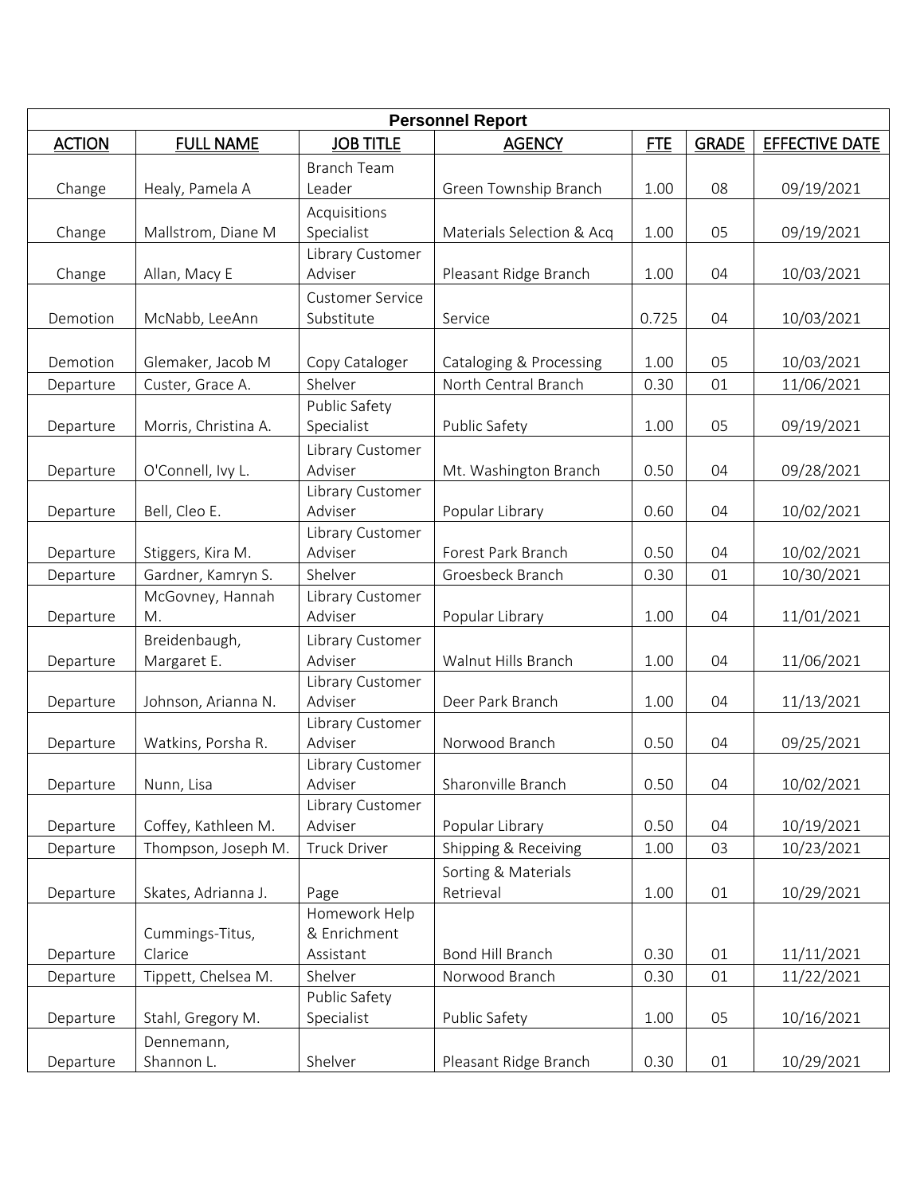| Personnel Report | | | | | | |
|---|---|---|---|---|---|---|
| ACTION | FULL NAME | JOB TITLE | AGENCY | FTE | GRADE | EFFECTIVE DATE |
| Change | Healy, Pamela A | Branch Team Leader | Green Township Branch | 1.00 | 08 | 09/19/2021 |
| Change | Mallstrom, Diane M | Acquisitions Specialist | Materials Selection & Acq | 1.00 | 05 | 09/19/2021 |
| Change | Allan, Macy E | Library Customer Adviser | Pleasant Ridge Branch | 1.00 | 04 | 10/03/2021 |
| Demotion | McNabb, LeeAnn | Customer Service Substitute | Service | 0.725 | 04 | 10/03/2021 |
| Demotion | Glemaker, Jacob M | Copy Cataloger | Cataloging & Processing | 1.00 | 05 | 10/03/2021 |
| Departure | Custer, Grace A. | Shelver | North Central Branch | 0.30 | 01 | 11/06/2021 |
| Departure | Morris, Christina A. | Public Safety Specialist | Public Safety | 1.00 | 05 | 09/19/2021 |
| Departure | O'Connell, Ivy L. | Library Customer Adviser | Mt. Washington Branch | 0.50 | 04 | 09/28/2021 |
| Departure | Bell, Cleo E. | Library Customer Adviser | Popular Library | 0.60 | 04 | 10/02/2021 |
| Departure | Stiggers, Kira M. | Library Customer Adviser | Forest Park Branch | 0.50 | 04 | 10/02/2021 |
| Departure | Gardner, Kamryn S. | Shelver | Groesbeck Branch | 0.30 | 01 | 10/30/2021 |
| Departure | McGovney, Hannah M. | Library Customer Adviser | Popular Library | 1.00 | 04 | 11/01/2021 |
| Departure | Breidenbaugh, Margaret E. | Library Customer Adviser | Walnut Hills Branch | 1.00 | 04 | 11/06/2021 |
| Departure | Johnson, Arianna N. | Library Customer Adviser | Deer Park Branch | 1.00 | 04 | 11/13/2021 |
| Departure | Watkins, Porsha R. | Library Customer Adviser | Norwood Branch | 0.50 | 04 | 09/25/2021 |
| Departure | Nunn, Lisa | Library Customer Adviser | Sharonville Branch | 0.50 | 04 | 10/02/2021 |
| Departure | Coffey, Kathleen M. | Library Customer Adviser | Popular Library | 0.50 | 04 | 10/19/2021 |
| Departure | Thompson, Joseph M. | Truck Driver | Shipping & Receiving | 1.00 | 03 | 10/23/2021 |
| Departure | Skates, Adrianna J. | Page | Sorting & Materials Retrieval | 1.00 | 01 | 10/29/2021 |
| Departure | Cummings-Titus, Clarice | Homework Help & Enrichment Assistant | Bond Hill Branch | 0.30 | 01 | 11/11/2021 |
| Departure | Tippett, Chelsea M. | Shelver | Norwood Branch | 0.30 | 01 | 11/22/2021 |
| Departure | Stahl, Gregory M. | Public Safety Specialist | Public Safety | 1.00 | 05 | 10/16/2021 |
| Departure | Dennemann, Shannon L. | Shelver | Pleasant Ridge Branch | 0.30 | 01 | 10/29/2021 |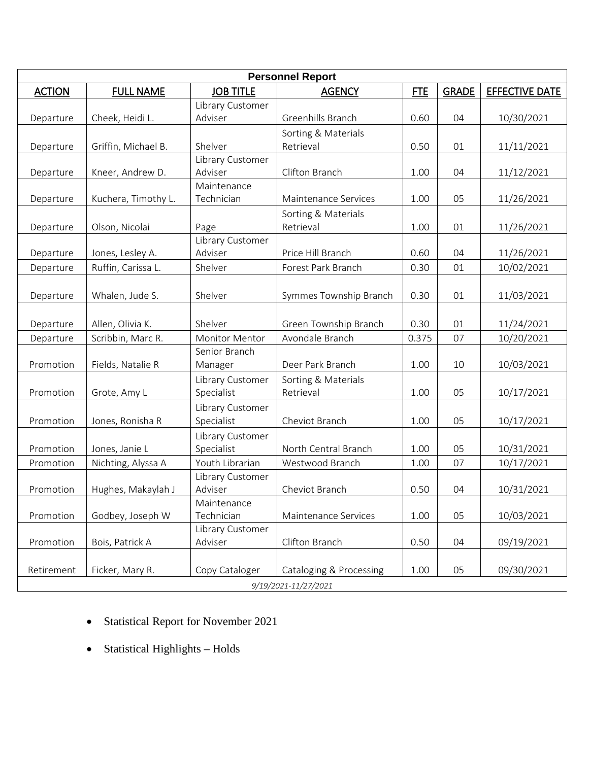| Personnel Report | | | | | | |
|---|---|---|---|---|---|---|
| **ACTION** | **FULL NAME** | **JOB TITLE** | **AGENCY** | **FTE** | **GRADE** | **EFFECTIVE DATE** |
| Departure | Cheek, Heidi L. | Library Customer Adviser | Greenhills Branch | 0.60 | 04 | 10/30/2021 |
| Departure | Griffin, Michael B. | Shelver | Sorting & Materials Retrieval | 0.50 | 01 | 11/11/2021 |
| Departure | Kneer, Andrew D. | Library Customer Adviser | Clifton Branch | 1.00 | 04 | 11/12/2021 |
| Departure | Kuchera, Timothy L. | Maintenance Technician | Maintenance Services | 1.00 | 05 | 11/26/2021 |
| Departure | Olson, Nicolai | Page | Sorting & Materials Retrieval | 1.00 | 01 | 11/26/2021 |
| Departure | Jones, Lesley A. | Library Customer Adviser | Price Hill Branch | 0.60 | 04 | 11/26/2021 |
| Departure | Ruffin, Carissa L. | Shelver | Forest Park Branch | 0.30 | 01 | 10/02/2021 |
| Departure | Whalen, Jude S. | Shelver | Symmes Township Branch | 0.30 | 01 | 11/03/2021 |
| Departure | Allen, Olivia K. | Shelver | Green Township Branch | 0.30 | 01 | 11/24/2021 |
| Departure | Scribbin, Marc R. | Monitor Mentor | Avondale Branch | 0.375 | 07 | 10/20/2021 |
| Promotion | Fields, Natalie R | Senior Branch Manager | Deer Park Branch | 1.00 | 10 | 10/03/2021 |
| Promotion | Grote, Amy L | Library Customer Specialist | Sorting & Materials Retrieval | 1.00 | 05 | 10/17/2021 |
| Promotion | Jones, Ronisha R | Library Customer Specialist | Cheviot Branch | 1.00 | 05 | 10/17/2021 |
| Promotion | Jones, Janie L | Library Customer Specialist | North Central Branch | 1.00 | 05 | 10/31/2021 |
| Promotion | Nichting, Alyssa A | Youth Librarian | Westwood Branch | 1.00 | 07 | 10/17/2021 |
| Promotion | Hughes, Makaylah J | Library Customer Adviser | Cheviot Branch | 0.50 | 04 | 10/31/2021 |
| Promotion | Godbey, Joseph W | Maintenance Technician | Maintenance Services | 1.00 | 05 | 10/03/2021 |
| Promotion | Bois, Patrick A | Library Customer Adviser | Clifton Branch | 0.50 | 04 | 09/19/2021 |
| Retirement | Ficker, Mary R. | Copy Cataloger | Cataloging & Processing | 1.00 | 05 | 09/30/2021 |
| *9/19/2021-11/27/2021* | | | | | | |

- Statistical Report for November 2021
- Statistical Highlights – Holds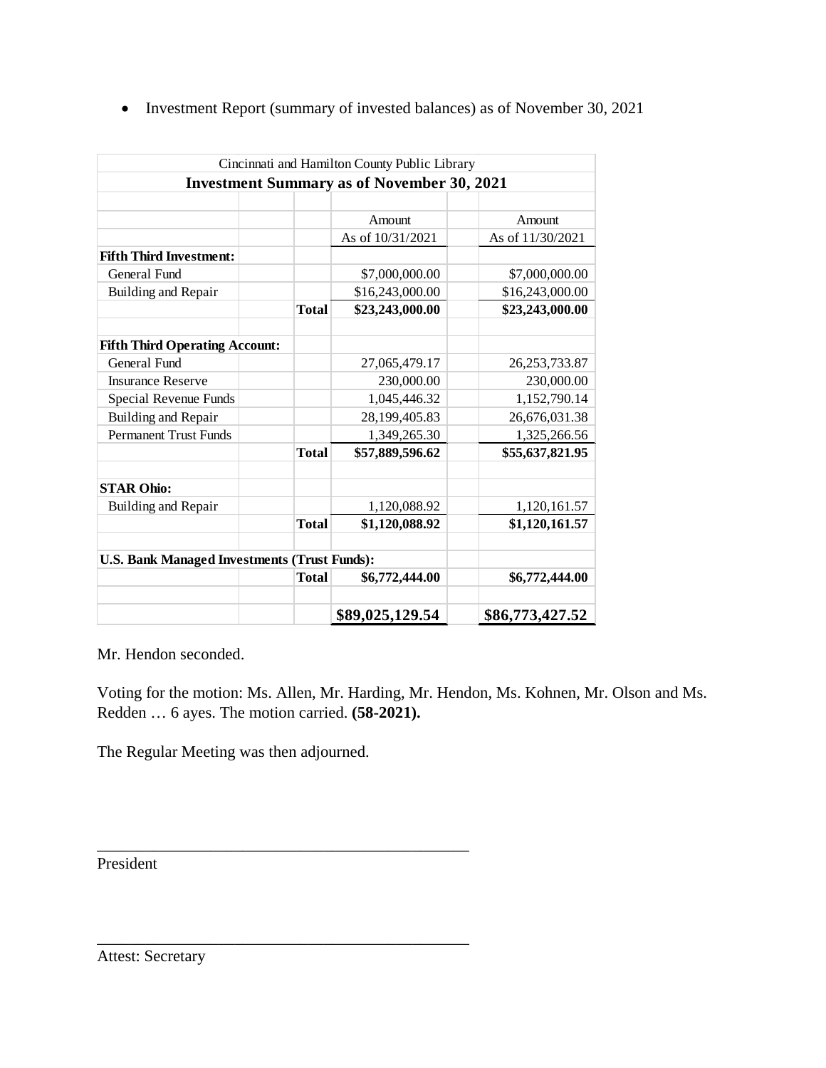- Investment Report (summary of invested balances) as of November 30, 2021

| | | | | |
|---|---|---|---|---|
| Cincinnati and Hamilton County Public Library | | | | |
| **Investment Summary as of November 30, 2021** | | | | |
| | | | Amount | Amount |
| | | | As of 10/31/2021 | As of 11/30/2021 |
| **Fifth Third Investment:** | | | | |
| General Fund | | | $7,000,000.00 | $7,000,000.00 |
| Building and Repair | | | $16,243,000.00 | $16,243,000.00 |
| | | **Total** | **$23,243,000.00** | **$23,243,000.00** |
| **Fifth Third Operating Account:** | | | | |
| General Fund | | | 27,065,479.17 | 26,253,733.87 |
| Insurance Reserve | | | 230,000.00 | 230,000.00 |
| Special Revenue Funds | | | 1,045,446.32 | 1,152,790.14 |
| Building and Repair | | | 28,199,405.83 | 26,676,031.38 |
| Permanent Trust Funds | | | 1,349,265.30 | 1,325,266.56 |
| | | **Total** | **$57,889,596.62** | **$55,637,821.95** |
| **STAR Ohio:** | | | | |
| Building and Repair | | | 1,120,088.92 | 1,120,161.57 |
| | | **Total** | **$1,120,088.92** | **$1,120,161.57** |
| **U.S. Bank Managed Investments (Trust Funds):** | | | | |
| | | **Total** | **$6,772,444.00** | **$6,772,444.00** |
| | | | **$89,025,129.54** | **$86,773,427.52** |

Mr. Hendon seconded.

Voting for the motion: Ms. Allen, Mr. Harding, Mr. Hendon, Ms. Kohnen, Mr. Olson and Ms. Redden … 6 ayes. The motion carried. **(58-2021).**

The Regular Meeting was then adjourned.

_______________________________________________
President

_______________________________________________
Attest: Secretary